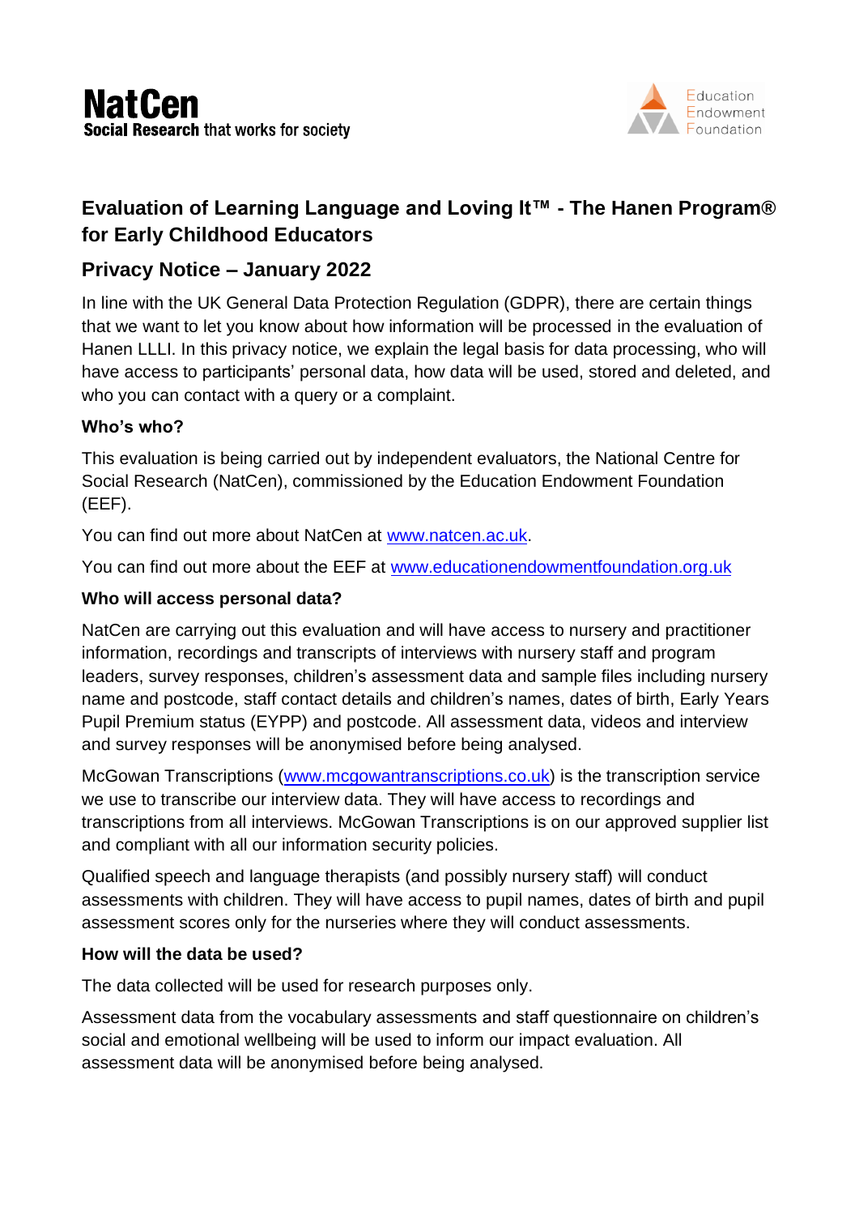NatCen
Social Research that works for society

Education Endowment Foundation

# Evaluation of Learning Language and Loving It™ - The Hanen Program® for Early Childhood Educators

## Privacy Notice – January 2022

In line with the UK General Data Protection Regulation (GDPR), there are certain things that we want to let you know about how information will be processed in the evaluation of Hanen LLLI. In this privacy notice, we explain the legal basis for data processing, who will have access to participants' personal data, how data will be used, stored and deleted, and who you can contact with a query or a complaint.

**Who's who?**

This evaluation is being carried out by independent evaluators, the National Centre for Social Research (NatCen), commissioned by the Education Endowment Foundation (EEF).

You can find out more about NatCen at www.natcen.ac.uk.

You can find out more about the EEF at www.educationendowmentfoundation.org.uk

**Who will access personal data?**

NatCen are carrying out this evaluation and will have access to nursery and practitioner information, recordings and transcripts of interviews with nursery staff and program leaders, survey responses, children's assessment data and sample files including nursery name and postcode, staff contact details and children's names, dates of birth, Early Years Pupil Premium status (EYPP) and postcode. All assessment data, videos and interview and survey responses will be anonymised before being analysed.

McGowan Transcriptions (www.mcgowantranscriptions.co.uk) is the transcription service we use to transcribe our interview data. They will have access to recordings and transcriptions from all interviews. McGowan Transcriptions is on our approved supplier list and compliant with all our information security policies.

Qualified speech and language therapists (and possibly nursery staff) will conduct assessments with children. They will have access to pupil names, dates of birth and pupil assessment scores only for the nurseries where they will conduct assessments.

**How will the data be used?**

The data collected will be used for research purposes only.

Assessment data from the vocabulary assessments and staff questionnaire on children's social and emotional wellbeing will be used to inform our impact evaluation. All assessment data will be anonymised before being analysed.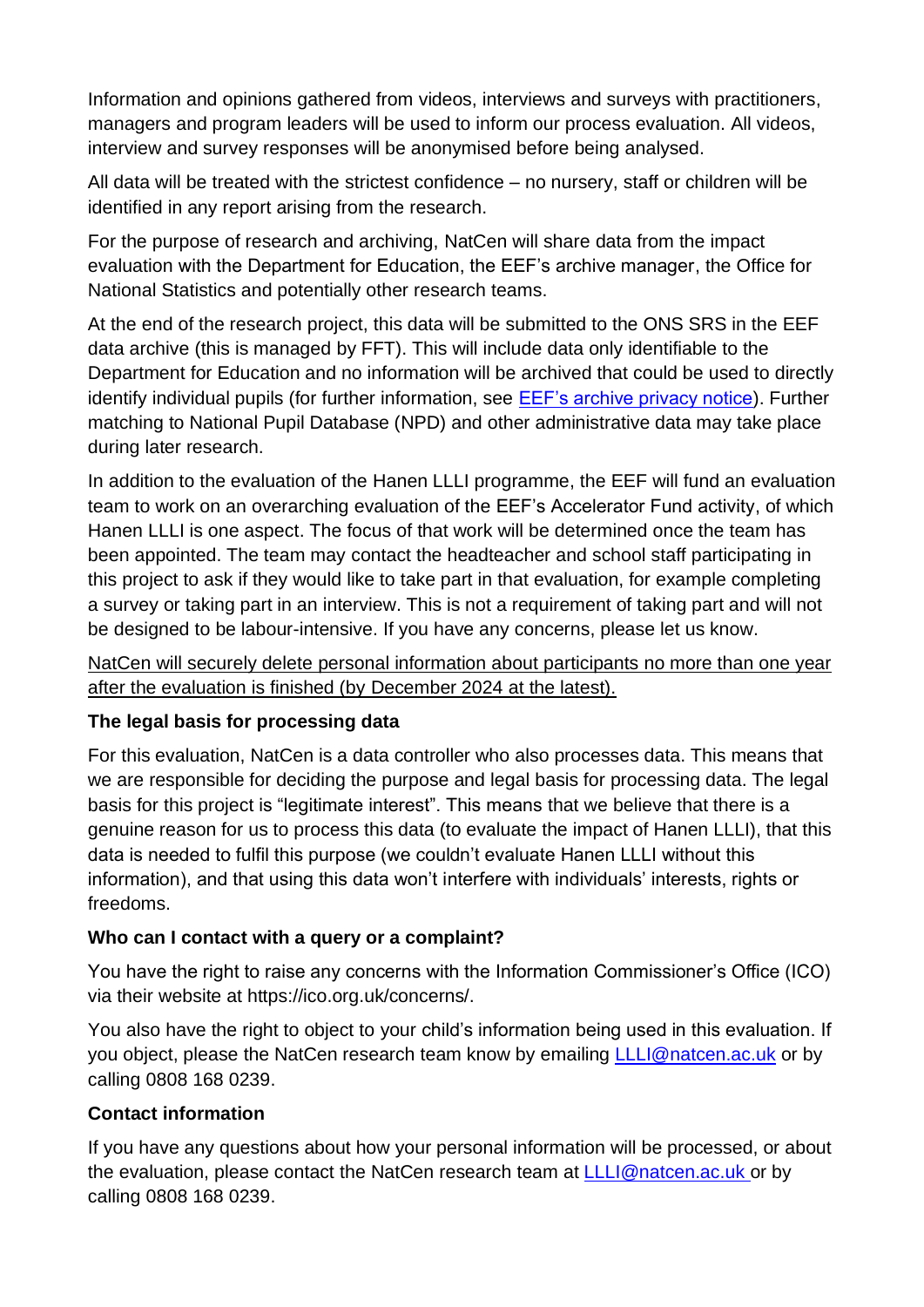Information and opinions gathered from videos, interviews and surveys with practitioners, managers and program leaders will be used to inform our process evaluation. All videos, interview and survey responses will be anonymised before being analysed.

All data will be treated with the strictest confidence – no nursery, staff or children will be identified in any report arising from the research.

For the purpose of research and archiving, NatCen will share data from the impact evaluation with the Department for Education, the EEF's archive manager, the Office for National Statistics and potentially other research teams.

At the end of the research project, this data will be submitted to the ONS SRS in the EEF data archive (this is managed by FFT). This will include data only identifiable to the Department for Education and no information will be archived that could be used to directly identify individual pupils (for further information, see EEF's archive privacy notice). Further matching to National Pupil Database (NPD) and other administrative data may take place during later research.

In addition to the evaluation of the Hanen LLLI programme, the EEF will fund an evaluation team to work on an overarching evaluation of the EEF's Accelerator Fund activity, of which Hanen LLLI is one aspect. The focus of that work will be determined once the team has been appointed. The team may contact the headteacher and school staff participating in this project to ask if they would like to take part in that evaluation, for example completing a survey or taking part in an interview. This is not a requirement of taking part and will not be designed to be labour-intensive. If you have any concerns, please let us know.

NatCen will securely delete personal information about participants no more than one year after the evaluation is finished (by December 2024 at the latest).

**The legal basis for processing data**

For this evaluation, NatCen is a data controller who also processes data. This means that we are responsible for deciding the purpose and legal basis for processing data. The legal basis for this project is "legitimate interest". This means that we believe that there is a genuine reason for us to process this data (to evaluate the impact of Hanen LLLI), that this data is needed to fulfil this purpose (we couldn't evaluate Hanen LLLI without this information), and that using this data won't interfere with individuals' interests, rights or freedoms.

**Who can I contact with a query or a complaint?**

You have the right to raise any concerns with the Information Commissioner's Office (ICO) via their website at https://ico.org.uk/concerns/.

You also have the right to object to your child's information being used in this evaluation. If you object, please the NatCen research team know by emailing LLLI@natcen.ac.uk or by calling 0808 168 0239.

**Contact information**

If you have any questions about how your personal information will be processed, or about the evaluation, please contact the NatCen research team at LLLI@natcen.ac.uk or by calling 0808 168 0239.